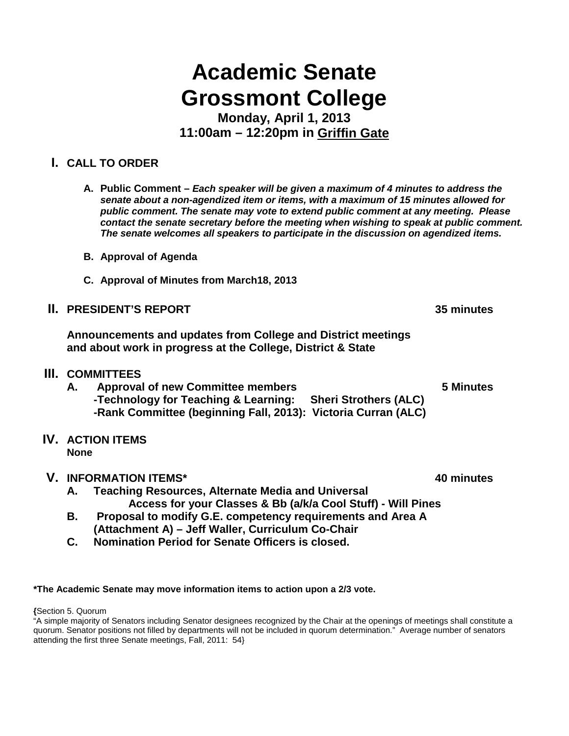# Academic Senate
# Grossmont College

**Monday, April 1, 2013**
**11:00am – 12:20pm in Griffin Gate**

## I. CALL TO ORDER

- **A. Public Comment –** ***Each speaker will be given a maximum of 4 minutes to address the senate about a non-agendized item or items, with a maximum of 15 minutes allowed for public comment. The senate may vote to extend public comment at any meeting. Please contact the senate secretary before the meeting when wishing to speak at public comment. The senate welcomes all speakers to participate in the discussion on agendized items.***
- **B. Approval of Agenda**
- **C. Approval of Minutes from March18, 2013**

## II. PRESIDENT'S REPORT — 35 minutes

**Announcements and updates from College and District meetings and about work in progress at the College, District & State**

## III. COMMITTEES

- **A. Approval of new Committee members — 5 Minutes**
  - **-Technology for Teaching & Learning: Sheri Strothers (ALC)**
  - **-Rank Committee (beginning Fall, 2013): Victoria Curran (ALC)**

## IV. ACTION ITEMS

**None**

## V. INFORMATION ITEMS* — 40 minutes

- **A. Teaching Resources, Alternate Media and Universal Access for your Classes & Bb (a/k/a Cool Stuff) - Will Pines**
- **B. Proposal to modify G.E. competency requirements and Area A (Attachment A) – Jeff Waller, Curriculum Co-Chair**
- **C. Nomination Period for Senate Officers is closed.**

**\*The Academic Senate may move information items to action upon a 2/3 vote.**

{Section 5. Quorum
"A simple majority of Senators including Senator designees recognized by the Chair at the openings of meetings shall constitute a quorum. Senator positions not filled by departments will not be included in quorum determination." Average number of senators attending the first three Senate meetings, Fall, 2011: 54}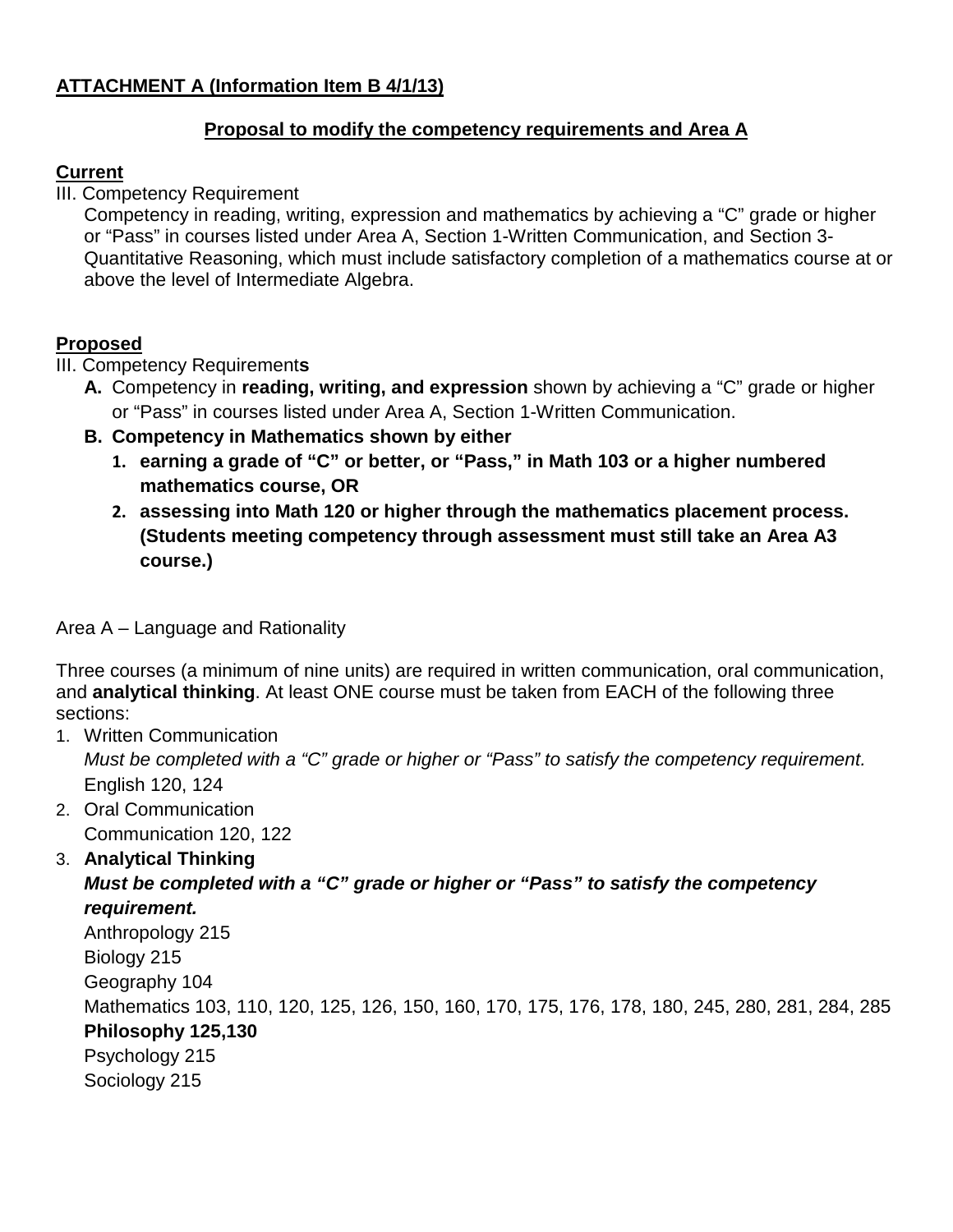**ATTACHMENT A (Information Item B 4/1/13)**

## Proposal to modify the competency requirements and Area A

**Current**

III. Competency Requirement

Competency in reading, writing, expression and mathematics by achieving a "C" grade or higher or "Pass" in courses listed under Area A, Section 1-Written Communication, and Section 3-Quantitative Reasoning, which must include satisfactory completion of a mathematics course at or above the level of Intermediate Algebra.

**Proposed**

III. Competency Requirement**s**

**A.** Competency in **reading, writing, and expression** shown by achieving a "C" grade or higher or "Pass" in courses listed under Area A, Section 1-Written Communication.

**B. Competency in Mathematics shown by either**

1. **earning a grade of "C" or better, or "Pass," in Math 103 or a higher numbered mathematics course, OR**
2. **assessing into Math 120 or higher through the mathematics placement process. (Students meeting competency through assessment must still take an Area A3 course.)**

Area A – Language and Rationality

Three courses (a minimum of nine units) are required in written communication, oral communication, and **analytical thinking**. At least ONE course must be taken from EACH of the following three sections:

1. Written Communication
   *Must be completed with a "C" grade or higher or "Pass" to satisfy the competency requirement.*
   English 120, 124
2. Oral Communication
   Communication 120, 122
3. **Analytical Thinking**
   ***Must be completed with a "C" grade or higher or "Pass" to satisfy the competency requirement.***
   Anthropology 215
   Biology 215
   Geography 104
   Mathematics 103, 110, 120, 125, 126, 150, 160, 170, 175, 176, 178, 180, 245, 280, 281, 284, 285
   **Philosophy 125,130**
   Psychology 215
   Sociology 215